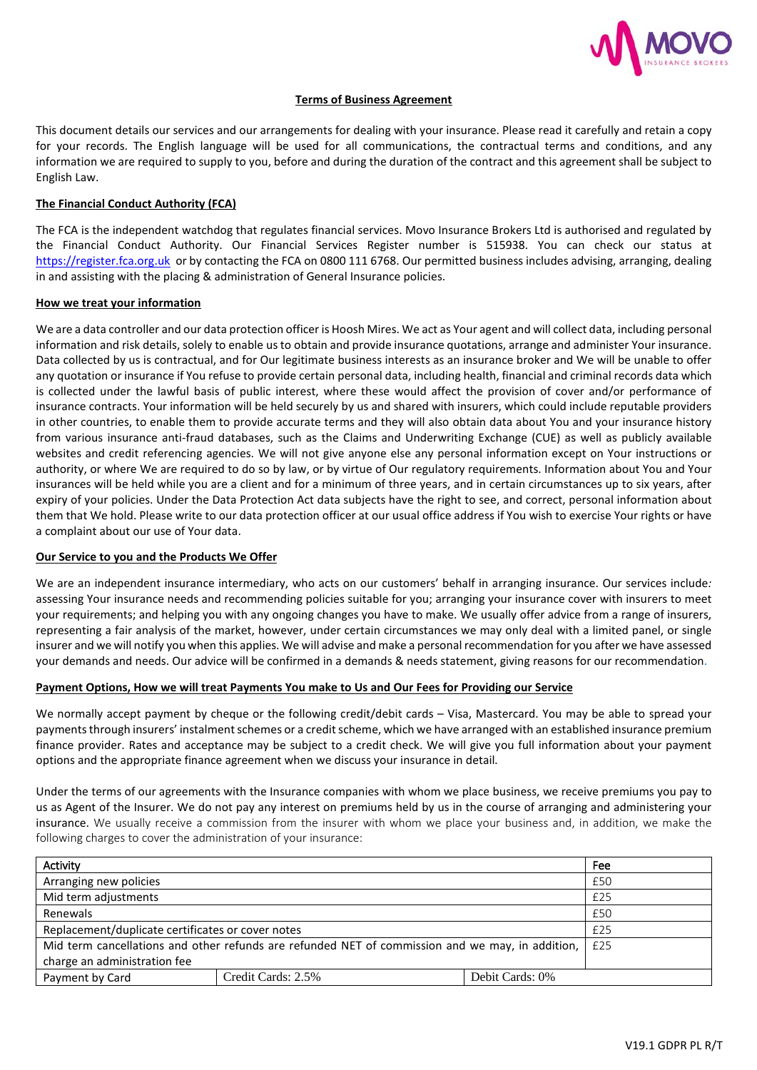# Terms of Business Agreement

This document details our services and our arrangements for dealing with your insurance. Please read it carefully and retain a copy for your records. The English language will be used for all communications, the contractual terms and conditions, and any information we are required to supply to you, before and during the duration of the contract and this agreement shall be subject to English Law.

## The Financial Conduct Authority (FCA)

The FCA is the independent watchdog that regulates financial services. Movo Insurance Brokers Ltd is authorised and regulated by the Financial Conduct Authority. Our Financial Services Register number is 515938. You can check our status at https://register.fca.org.uk or by contacting the FCA on 0800 111 6768. Our permitted business includes advising, arranging, dealing in and assisting with the placing & administration of General Insurance policies.

## How we treat your information

We are a data controller and our data protection officer is Hoosh Mires. We act as Your agent and will collect data, including personal information and risk details, solely to enable us to obtain and provide insurance quotations, arrange and administer Your insurance. Data collected by us is contractual, and for Our legitimate business interests as an insurance broker and We will be unable to offer any quotation or insurance if You refuse to provide certain personal data, including health, financial and criminal records data which is collected under the lawful basis of public interest, where these would affect the provision of cover and/or performance of insurance contracts. Your information will be held securely by us and shared with insurers, which could include reputable providers in other countries, to enable them to provide accurate terms and they will also obtain data about You and your insurance history from various insurance anti-fraud databases, such as the Claims and Underwriting Exchange (CUE) as well as publicly available websites and credit referencing agencies. We will not give anyone else any personal information except on Your instructions or authority, or where We are required to do so by law, or by virtue of Our regulatory requirements. Information about You and Your insurances will be held while you are a client and for a minimum of three years, and in certain circumstances up to six years, after expiry of your policies. Under the Data Protection Act data subjects have the right to see, and correct, personal information about them that We hold. Please write to our data protection officer at our usual office address if You wish to exercise Your rights or have a complaint about our use of Your data.

## Our Service to you and the Products We Offer

We are an independent insurance intermediary, who acts on our customers' behalf in arranging insurance. Our services include*:* assessing Your insurance needs and recommending policies suitable for you; arranging your insurance cover with insurers to meet your requirements; and helping you with any ongoing changes you have to make. We usually offer advice from a range of insurers, representing a fair analysis of the market, however, under certain circumstances we may only deal with a limited panel, or single insurer and we will notify you when this applies. We will advise and make a personal recommendation for you after we have assessed your demands and needs. Our advice will be confirmed in a demands & needs statement, giving reasons for our recommendation.

## Payment Options, How we will treat Payments You make to Us and Our Fees for Providing our Service

We normally accept payment by cheque or the following credit/debit cards – Visa, Mastercard. You may be able to spread your payments through insurers' instalment schemes or a credit scheme, which we have arranged with an established insurance premium finance provider. Rates and acceptance may be subject to a credit check. We will give you full information about your payment options and the appropriate finance agreement when we discuss your insurance in detail*.*

Under the terms of our agreements with the Insurance companies with whom we place business, we receive premiums you pay to us as Agent of the Insurer. We do not pay any interest on premiums held by us in the course of arranging and administering your insurance. We usually receive a commission from the insurer with whom we place your business and, in addition, we make the following charges to cover the administration of your insurance:

| Activity | | | Fee |
|---|---|---|---|
| Arranging new policies | | | £50 |
| Mid term adjustments | | | £25 |
| Renewals | | | £50 |
| Replacement/duplicate certificates or cover notes | | | £25 |
| Mid term cancellations and other refunds are refunded NET of commission and we may, in addition, charge an administration fee | | | £25 |
| Payment by Card | Credit Cards: 2.5% | Debit Cards: 0% | |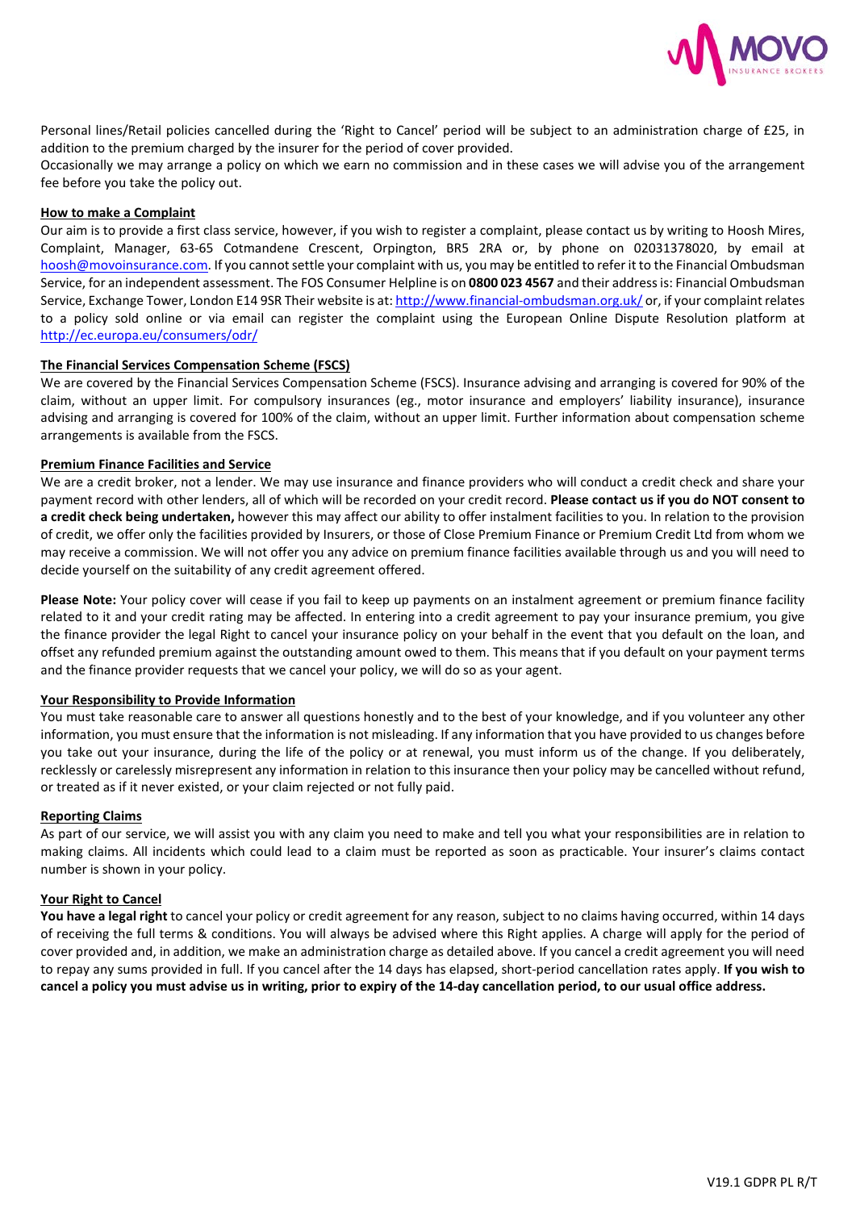Personal lines/Retail policies cancelled during the 'Right to Cancel' period will be subject to an administration charge of £25, in addition to the premium charged by the insurer for the period of cover provided.
Occasionally we may arrange a policy on which we earn no commission and in these cases we will advise you of the arrangement fee before you take the policy out.

## How to make a Complaint

Our aim is to provide a first class service, however, if you wish to register a complaint, please contact us by writing to Hoosh Mires, Complaint, Manager, 63-65 Cotmandene Crescent, Orpington, BR5 2RA or, by phone on 02031378020, by email at hoosh@movoinsurance.com. If you cannot settle your complaint with us, you may be entitled to refer it to the Financial Ombudsman Service, for an independent assessment. The FOS Consumer Helpline is on **0800 023 4567** and their address is: Financial Ombudsman Service, Exchange Tower, London E14 9SR Their website is at: http://www.financial-ombudsman.org.uk/ or, if your complaint relates to a policy sold online or via email can register the complaint using the European Online Dispute Resolution platform at http://ec.europa.eu/consumers/odr/

## The Financial Services Compensation Scheme (FSCS)

We are covered by the Financial Services Compensation Scheme (FSCS). Insurance advising and arranging is covered for 90% of the claim, without an upper limit. For compulsory insurances (eg., motor insurance and employers' liability insurance), insurance advising and arranging is covered for 100% of the claim, without an upper limit. Further information about compensation scheme arrangements is available from the FSCS.

## Premium Finance Facilities and Service

We are a credit broker, not a lender. We may use insurance and finance providers who will conduct a credit check and share your payment record with other lenders, all of which will be recorded on your credit record. **Please contact us if you do NOT consent to a credit check being undertaken,** however this may affect our ability to offer instalment facilities to you. In relation to the provision of credit, we offer only the facilities provided by Insurers, or those of Close Premium Finance or Premium Credit Ltd from whom we may receive a commission. We will not offer you any advice on premium finance facilities available through us and you will need to decide yourself on the suitability of any credit agreement offered.

**Please Note:** Your policy cover will cease if you fail to keep up payments on an instalment agreement or premium finance facility related to it and your credit rating may be affected. In entering into a credit agreement to pay your insurance premium, you give the finance provider the legal Right to cancel your insurance policy on your behalf in the event that you default on the loan, and offset any refunded premium against the outstanding amount owed to them. This means that if you default on your payment terms and the finance provider requests that we cancel your policy, we will do so as your agent.

## Your Responsibility to Provide Information

You must take reasonable care to answer all questions honestly and to the best of your knowledge, and if you volunteer any other information, you must ensure that the information is not misleading. If any information that you have provided to us changes before you take out your insurance, during the life of the policy or at renewal, you must inform us of the change. If you deliberately, recklessly or carelessly misrepresent any information in relation to this insurance then your policy may be cancelled without refund, or treated as if it never existed, or your claim rejected or not fully paid.

## Reporting Claims

As part of our service, we will assist you with any claim you need to make and tell you what your responsibilities are in relation to making claims. All incidents which could lead to a claim must be reported as soon as practicable. Your insurer's claims contact number is shown in your policy.

## Your Right to Cancel

**You have a legal right** to cancel your policy or credit agreement for any reason, subject to no claims having occurred, within 14 days of receiving the full terms & conditions. You will always be advised where this Right applies. A charge will apply for the period of cover provided and, in addition, we make an administration charge as detailed above. If you cancel a credit agreement you will need to repay any sums provided in full. If you cancel after the 14 days has elapsed, short-period cancellation rates apply. **If you wish to cancel a policy you must advise us in writing, prior to expiry of the 14-day cancellation period, to our usual office address.**

V19.1 GDPR PL R/T